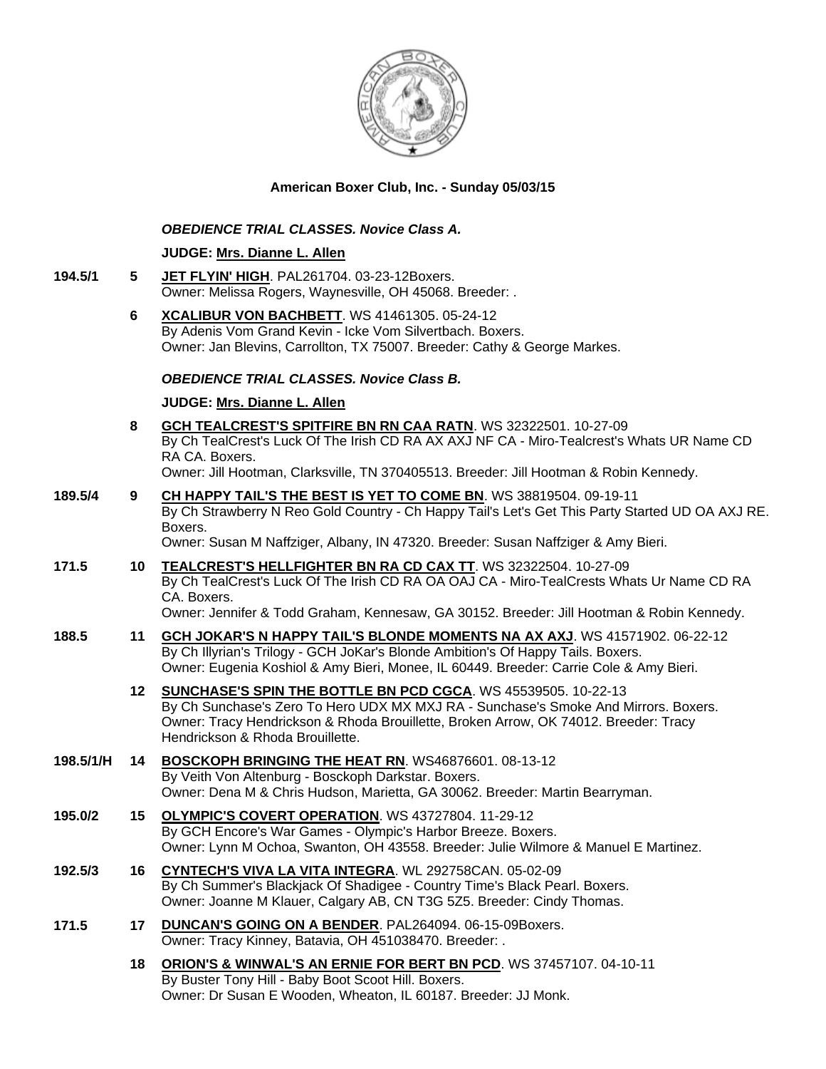**American Boxer Club, Inc. - Sunday 05/03/15**

***OBEDIENCE TRIAL CLASSES. Novice Class A.***

**JUDGE: Mrs. Dianne L. Allen**

**194.5/1** **5** **JET FLYIN' HIGH**. PAL261704. 03-23-12Boxers.
Owner: Melissa Rogers, Waynesville, OH 45068. Breeder: .

**6** **XCALIBUR VON BACHBETT**. WS 41461305. 05-24-12
By Adenis Vom Grand Kevin - Icke Vom Silvertbach. Boxers.
Owner: Jan Blevins, Carrollton, TX 75007. Breeder: Cathy & George Markes.

***OBEDIENCE TRIAL CLASSES. Novice Class B.***

**JUDGE: Mrs. Dianne L. Allen**

**8** **GCH TEALCREST'S SPITFIRE BN RN CAA RATN**. WS 32322501. 10-27-09
By Ch TealCrest's Luck Of The Irish CD RA AX AXJ NF CA - Miro-Tealcrest's Whats UR Name CD RA CA. Boxers.
Owner: Jill Hootman, Clarksville, TN 370405513. Breeder: Jill Hootman & Robin Kennedy.

**189.5/4** **9** **CH HAPPY TAIL'S THE BEST IS YET TO COME BN**. WS 38819504. 09-19-11
By Ch Strawberry N Reo Gold Country - Ch Happy Tail's Let's Get This Party Started UD OA AXJ RE. Boxers.
Owner: Susan M Naffziger, Albany, IN 47320. Breeder: Susan Naffziger & Amy Bieri.

**171.5** **10** **TEALCREST'S HELLFIGHTER BN RA CD CAX TT**. WS 32322504. 10-27-09
By Ch TealCrest's Luck Of The Irish CD RA OA OAJ CA - Miro-TealCrests Whats Ur Name CD RA CA. Boxers.
Owner: Jennifer & Todd Graham, Kennesaw, GA 30152. Breeder: Jill Hootman & Robin Kennedy.

**188.5** **11** **GCH JOKAR'S N HAPPY TAIL'S BLONDE MOMENTS NA AX AXJ**. WS 41571902. 06-22-12
By Ch Illyrian's Trilogy - GCH JoKar's Blonde Ambition's Of Happy Tails. Boxers.
Owner: Eugenia Koshiol & Amy Bieri, Monee, IL 60449. Breeder: Carrie Cole & Amy Bieri.

**12** **SUNCHASE'S SPIN THE BOTTLE BN PCD CGCA**. WS 45539505. 10-22-13
By Ch Sunchase's Zero To Hero UDX MX MXJ RA - Sunchase's Smoke And Mirrors. Boxers.
Owner: Tracy Hendrickson & Rhoda Brouillette, Broken Arrow, OK 74012. Breeder: Tracy Hendrickson & Rhoda Brouillette.

**198.5/1/H** **14** **BOSCKOPH BRINGING THE HEAT RN**. WS46876601. 08-13-12
By Veith Von Altenburg - Bosckoph Darkstar. Boxers.
Owner: Dena M & Chris Hudson, Marietta, GA 30062. Breeder: Martin Bearryman.

**195.0/2** **15** **OLYMPIC'S COVERT OPERATION**. WS 43727804. 11-29-12
By GCH Encore's War Games - Olympic's Harbor Breeze. Boxers.
Owner: Lynn M Ochoa, Swanton, OH 43558. Breeder: Julie Wilmore & Manuel E Martinez.

**192.5/3** **16** **CYNTECH'S VIVA LA VITA INTEGRA**. WL 292758CAN. 05-02-09
By Ch Summer's Blackjack Of Shadigee - Country Time's Black Pearl. Boxers.
Owner: Joanne M Klauer, Calgary AB, CN T3G 5Z5. Breeder: Cindy Thomas.

**171.5** **17** **DUNCAN'S GOING ON A BENDER**. PAL264094. 06-15-09Boxers.
Owner: Tracy Kinney, Batavia, OH 451038470. Breeder: .

**18** **ORION'S & WINWAL'S AN ERNIE FOR BERT BN PCD**. WS 37457107. 04-10-11
By Buster Tony Hill - Baby Boot Scoot Hill. Boxers.
Owner: Dr Susan E Wooden, Wheaton, IL 60187. Breeder: JJ Monk.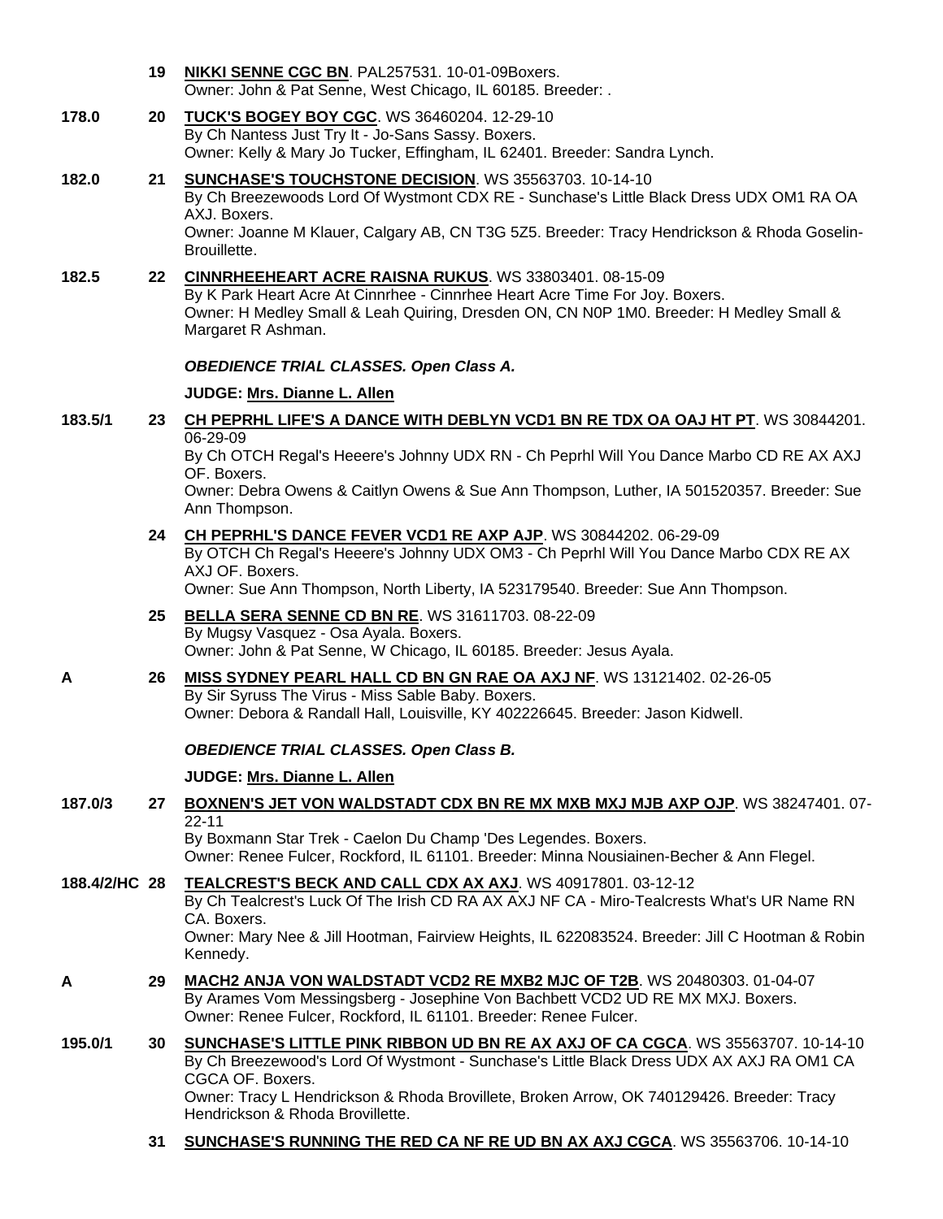| | | |
|---|---|---|
| | 19 | **NIKKI SENNE CGC BN**. PAL257531. 10-01-09Boxers.<br>Owner: John & Pat Senne, West Chicago, IL 60185. Breeder: . |
| 178.0 | 20 | **TUCK'S BOGEY BOY CGC**. WS 36460204. 12-29-10<br>By Ch Nantess Just Try It - Jo-Sans Sassy. Boxers.<br>Owner: Kelly & Mary Jo Tucker, Effingham, IL 62401. Breeder: Sandra Lynch. |
| 182.0 | 21 | **SUNCHASE'S TOUCHSTONE DECISION**. WS 35563703. 10-14-10<br>By Ch Breezewoods Lord Of Wystmont CDX RE - Sunchase's Little Black Dress UDX OM1 RA OA AXJ. Boxers.<br>Owner: Joanne M Klauer, Calgary AB, CN T3G 5Z5. Breeder: Tracy Hendrickson & Rhoda Goselin-Brouillette. |
| 182.5 | 22 | **CINNRHEEHEART ACRE RAISNA RUKUS**. WS 33803401. 08-15-09<br>By K Park Heart Acre At Cinnrhee - Cinnrhee Heart Acre Time For Joy. Boxers.<br>Owner: H Medley Small & Leah Quiring, Dresden ON, CN N0P 1M0. Breeder: H Medley Small & Margaret R Ashman. |

***OBEDIENCE TRIAL CLASSES. Open Class A.***

**JUDGE: Mrs. Dianne L. Allen**

| | | |
|---|---|---|
| 183.5/1 | 23 | **CH PEPRHL LIFE'S A DANCE WITH DEBLYN VCD1 BN RE TDX OA OAJ HT PT**. WS 30844201. 06-29-09<br>By Ch OTCH Regal's Heeere's Johnny UDX RN - Ch Peprhl Will You Dance Marbo CD RE AX AXJ OF. Boxers.<br>Owner: Debra Owens & Caitlyn Owens & Sue Ann Thompson, Luther, IA 501520357. Breeder: Sue Ann Thompson. |
| | 24 | **CH PEPRHL'S DANCE FEVER VCD1 RE AXP AJP**. WS 30844202. 06-29-09<br>By OTCH Ch Regal's Heeere's Johnny UDX OM3 - Ch Peprhl Will You Dance Marbo CDX RE AX AXJ OF. Boxers.<br>Owner: Sue Ann Thompson, North Liberty, IA 523179540. Breeder: Sue Ann Thompson. |
| | 25 | **BELLA SERA SENNE CD BN RE**. WS 31611703. 08-22-09<br>By Mugsy Vasquez - Osa Ayala. Boxers.<br>Owner: John & Pat Senne, W Chicago, IL 60185. Breeder: Jesus Ayala. |
| A | 26 | **MISS SYDNEY PEARL HALL CD BN GN RAE OA AXJ NF**. WS 13121402. 02-26-05<br>By Sir Syruss The Virus - Miss Sable Baby. Boxers.<br>Owner: Debora & Randall Hall, Louisville, KY 402226645. Breeder: Jason Kidwell. |

***OBEDIENCE TRIAL CLASSES. Open Class B.***

**JUDGE: Mrs. Dianne L. Allen**

| | | |
|---|---|---|
| 187.0/3 | 27 | **BOXNEN'S JET VON WALDSTADT CDX BN RE MX MXB MXJ MJB AXP OJP**. WS 38247401. 07-22-11<br>By Boxmann Star Trek - Caelon Du Champ 'Des Legendes. Boxers.<br>Owner: Renee Fulcer, Rockford, IL 61101. Breeder: Minna Nousiainen-Becher & Ann Flegel. |
| 188.4/2/HC | 28 | **TEALCREST'S BECK AND CALL CDX AX AXJ**. WS 40917801. 03-12-12<br>By Ch Tealcrest's Luck Of The Irish CD RA AX AXJ NF CA - Miro-Tealcrests What's UR Name RN CA. Boxers.<br>Owner: Mary Nee & Jill Hootman, Fairview Heights, IL 622083524. Breeder: Jill C Hootman & Robin Kennedy. |
| A | 29 | **MACH2 ANJA VON WALDSTADT VCD2 RE MXB2 MJC OF T2B**. WS 20480303. 01-04-07<br>By Arames Vom Messingsberg - Josephine Von Bachbett VCD2 UD RE MX MXJ. Boxers.<br>Owner: Renee Fulcer, Rockford, IL 61101. Breeder: Renee Fulcer. |
| 195.0/1 | 30 | **SUNCHASE'S LITTLE PINK RIBBON UD BN RE AX AXJ OF CA CGCA**. WS 35563707. 10-14-10<br>By Ch Breezewood's Lord Of Wystmont - Sunchase's Little Black Dress UDX AX AXJ RA OM1 CA CGCA OF. Boxers.<br>Owner: Tracy L Hendrickson & Rhoda Brovillette, Broken Arrow, OK 740129426. Breeder: Tracy Hendrickson & Rhoda Brovillette. |
| | 31 | **SUNCHASE'S RUNNING THE RED CA NF RE UD BN AX AXJ CGCA**. WS 35563706. 10-14-10 |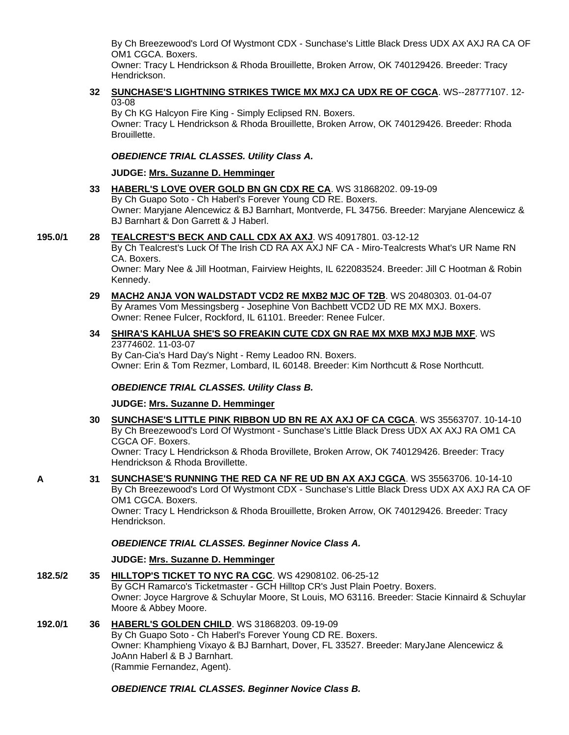By Ch Breezewood's Lord Of Wystmont CDX - Sunchase's Little Black Dress UDX AX AXJ RA CA OF OM1 CGCA. Boxers.
Owner: Tracy L Hendrickson & Rhoda Brouillette, Broken Arrow, OK 740129426. Breeder: Tracy Hendrickson.

**32** **SUNCHASE'S LIGHTNING STRIKES TWICE MX MXJ CA UDX RE OF CGCA**. WS--28777107. 12-03-08
By Ch KG Halcyon Fire King - Simply Eclipsed RN. Boxers.
Owner: Tracy L Hendrickson & Rhoda Brouillette, Broken Arrow, OK 740129426. Breeder: Rhoda Brouillette.

***OBEDIENCE TRIAL CLASSES. Utility Class A.***

**JUDGE: Mrs. Suzanne D. Hemminger**

**33** **HABERL'S LOVE OVER GOLD BN GN CDX RE CA**. WS 31868202. 09-19-09
By Ch Guapo Soto - Ch Haberl's Forever Young CD RE. Boxers.
Owner: Maryjane Alencewicz & BJ Barnhart, Montverde, FL 34756. Breeder: Maryjane Alencewicz & BJ Barnhart & Don Garrett & J Haberl.

**195.0/1** **28** **TEALCREST'S BECK AND CALL CDX AX AXJ**. WS 40917801. 03-12-12
By Ch Tealcrest's Luck Of The Irish CD RA AX AXJ NF CA - Miro-Tealcrests What's UR Name RN CA. Boxers.
Owner: Mary Nee & Jill Hootman, Fairview Heights, IL 622083524. Breeder: Jill C Hootman & Robin Kennedy.

**29** **MACH2 ANJA VON WALDSTADT VCD2 RE MXB2 MJC OF T2B**. WS 20480303. 01-04-07
By Arames Vom Messingsberg - Josephine Von Bachbett VCD2 UD RE MX MXJ. Boxers.
Owner: Renee Fulcer, Rockford, IL 61101. Breeder: Renee Fulcer.

**34** **SHIRA'S KAHLUA SHE'S SO FREAKIN CUTE CDX GN RAE MX MXB MXJ MJB MXF**. WS 23774602. 11-03-07
By Can-Cia's Hard Day's Night - Remy Leadoo RN. Boxers.
Owner: Erin & Tom Rezmer, Lombard, IL 60148. Breeder: Kim Northcutt & Rose Northcutt.

***OBEDIENCE TRIAL CLASSES. Utility Class B.***

**JUDGE: Mrs. Suzanne D. Hemminger**

**30** **SUNCHASE'S LITTLE PINK RIBBON UD BN RE AX AXJ OF CA CGCA**. WS 35563707. 10-14-10
By Ch Breezewood's Lord Of Wystmont - Sunchase's Little Black Dress UDX AX AXJ RA OM1 CA CGCA OF. Boxers.
Owner: Tracy L Hendrickson & Rhoda Brovillete, Broken Arrow, OK 740129426. Breeder: Tracy Hendrickson & Rhoda Brovillette.

**A** **31** **SUNCHASE'S RUNNING THE RED CA NF RE UD BN AX AXJ CGCA**. WS 35563706. 10-14-10
By Ch Breezewood's Lord Of Wystmont CDX - Sunchase's Little Black Dress UDX AX AXJ RA CA OF OM1 CGCA. Boxers.
Owner: Tracy L Hendrickson & Rhoda Brouillette, Broken Arrow, OK 740129426. Breeder: Tracy Hendrickson.

***OBEDIENCE TRIAL CLASSES. Beginner Novice Class A.***

**JUDGE: Mrs. Suzanne D. Hemminger**

**182.5/2** **35** **HILLTOP'S TICKET TO NYC RA CGC**. WS 42908102. 06-25-12
By GCH Ramarco's Ticketmaster - GCH Hilltop CR's Just Plain Poetry. Boxers.
Owner: Joyce Hargrove & Schuylar Moore, St Louis, MO 63116. Breeder: Stacie Kinnaird & Schuylar Moore & Abbey Moore.

**192.0/1** **36** **HABERL'S GOLDEN CHILD**. WS 31868203. 09-19-09
By Ch Guapo Soto - Ch Haberl's Forever Young CD RE. Boxers.
Owner: Khamphieng Vixayo & BJ Barnhart, Dover, FL 33527. Breeder: MaryJane Alencewicz & JoAnn Haberl & B J Barnhart.
(Rammie Fernandez, Agent).

***OBEDIENCE TRIAL CLASSES. Beginner Novice Class B.***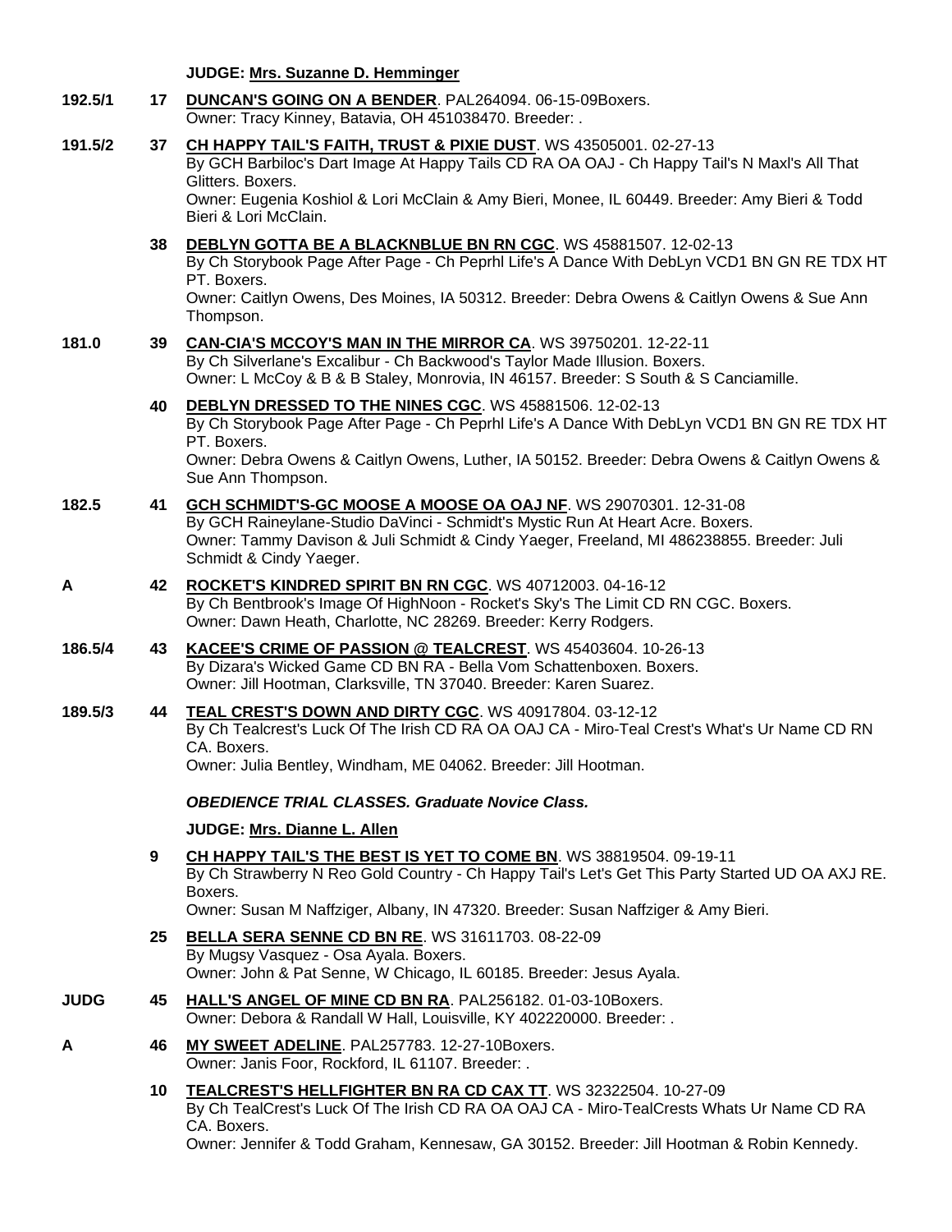**JUDGE: Mrs. Suzanne D. Hemminger**

**192.5/1** **17** **DUNCAN'S GOING ON A BENDER**. PAL264094. 06-15-09Boxers.
Owner: Tracy Kinney, Batavia, OH 451038470. Breeder: .

**191.5/2** **37** **CH HAPPY TAIL'S FAITH, TRUST & PIXIE DUST**. WS 43505001. 02-27-13
By GCH Barbiloc's Dart Image At Happy Tails CD RA OA OAJ - Ch Happy Tail's N Maxl's All That Glitters. Boxers.
Owner: Eugenia Koshiol & Lori McClain & Amy Bieri, Monee, IL 60449. Breeder: Amy Bieri & Todd Bieri & Lori McClain.

**38** **DEBLYN GOTTA BE A BLACKNBLUE BN RN CGC**. WS 45881507. 12-02-13
By Ch Storybook Page After Page - Ch Peprhl Life's A Dance With DebLyn VCD1 BN GN RE TDX HT PT. Boxers.
Owner: Caitlyn Owens, Des Moines, IA 50312. Breeder: Debra Owens & Caitlyn Owens & Sue Ann Thompson.

**181.0** **39** **CAN-CIA'S MCCOY'S MAN IN THE MIRROR CA**. WS 39750201. 12-22-11
By Ch Silverlane's Excalibur - Ch Backwood's Taylor Made Illusion. Boxers.
Owner: L McCoy & B & B Staley, Monrovia, IN 46157. Breeder: S South & S Canciamille.

**40** **DEBLYN DRESSED TO THE NINES CGC**. WS 45881506. 12-02-13
By Ch Storybook Page After Page - Ch Peprhl Life's A Dance With DebLyn VCD1 BN GN RE TDX HT PT. Boxers.
Owner: Debra Owens & Caitlyn Owens, Luther, IA 50152. Breeder: Debra Owens & Caitlyn Owens & Sue Ann Thompson.

**182.5** **41** **GCH SCHMIDT'S-GC MOOSE A MOOSE OA OAJ NF**. WS 29070301. 12-31-08
By GCH Raineylane-Studio DaVinci - Schmidt's Mystic Run At Heart Acre. Boxers.
Owner: Tammy Davison & Juli Schmidt & Cindy Yaeger, Freeland, MI 486238855. Breeder: Juli Schmidt & Cindy Yaeger.

**A** **42** **ROCKET'S KINDRED SPIRIT BN RN CGC**. WS 40712003. 04-16-12
By Ch Bentbrook's Image Of HighNoon - Rocket's Sky's The Limit CD RN CGC. Boxers.
Owner: Dawn Heath, Charlotte, NC 28269. Breeder: Kerry Rodgers.

**186.5/4** **43** **KACEE'S CRIME OF PASSION @ TEALCREST**. WS 45403604. 10-26-13
By Dizara's Wicked Game CD BN RA - Bella Vom Schattenboxen. Boxers.
Owner: Jill Hootman, Clarksville, TN 37040. Breeder: Karen Suarez.

**189.5/3** **44** **TEAL CREST'S DOWN AND DIRTY CGC**. WS 40917804. 03-12-12
By Ch Tealcrest's Luck Of The Irish CD RA OA OAJ CA - Miro-Teal Crest's What's Ur Name CD RN CA. Boxers.
Owner: Julia Bentley, Windham, ME 04062. Breeder: Jill Hootman.

***OBEDIENCE TRIAL CLASSES. Graduate Novice Class.***

**JUDGE: Mrs. Dianne L. Allen**

**9** **CH HAPPY TAIL'S THE BEST IS YET TO COME BN**. WS 38819504. 09-19-11
By Ch Strawberry N Reo Gold Country - Ch Happy Tail's Let's Get This Party Started UD OA AXJ RE. Boxers.
Owner: Susan M Naffziger, Albany, IN 47320. Breeder: Susan Naffziger & Amy Bieri.

**25** **BELLA SERA SENNE CD BN RE**. WS 31611703. 08-22-09
By Mugsy Vasquez - Osa Ayala. Boxers.
Owner: John & Pat Senne, W Chicago, IL 60185. Breeder: Jesus Ayala.

**JUDG** **45** **HALL'S ANGEL OF MINE CD BN RA**. PAL256182. 01-03-10Boxers.
Owner: Debora & Randall W Hall, Louisville, KY 402220000. Breeder: .

**A** **46** **MY SWEET ADELINE**. PAL257783. 12-27-10Boxers.
Owner: Janis Foor, Rockford, IL 61107. Breeder: .

**10** **TEALCREST'S HELLFIGHTER BN RA CD CAX TT**. WS 32322504. 10-27-09
By Ch TealCrest's Luck Of The Irish CD RA OA OAJ CA - Miro-TealCrests Whats Ur Name CD RA CA. Boxers.
Owner: Jennifer & Todd Graham, Kennesaw, GA 30152. Breeder: Jill Hootman & Robin Kennedy.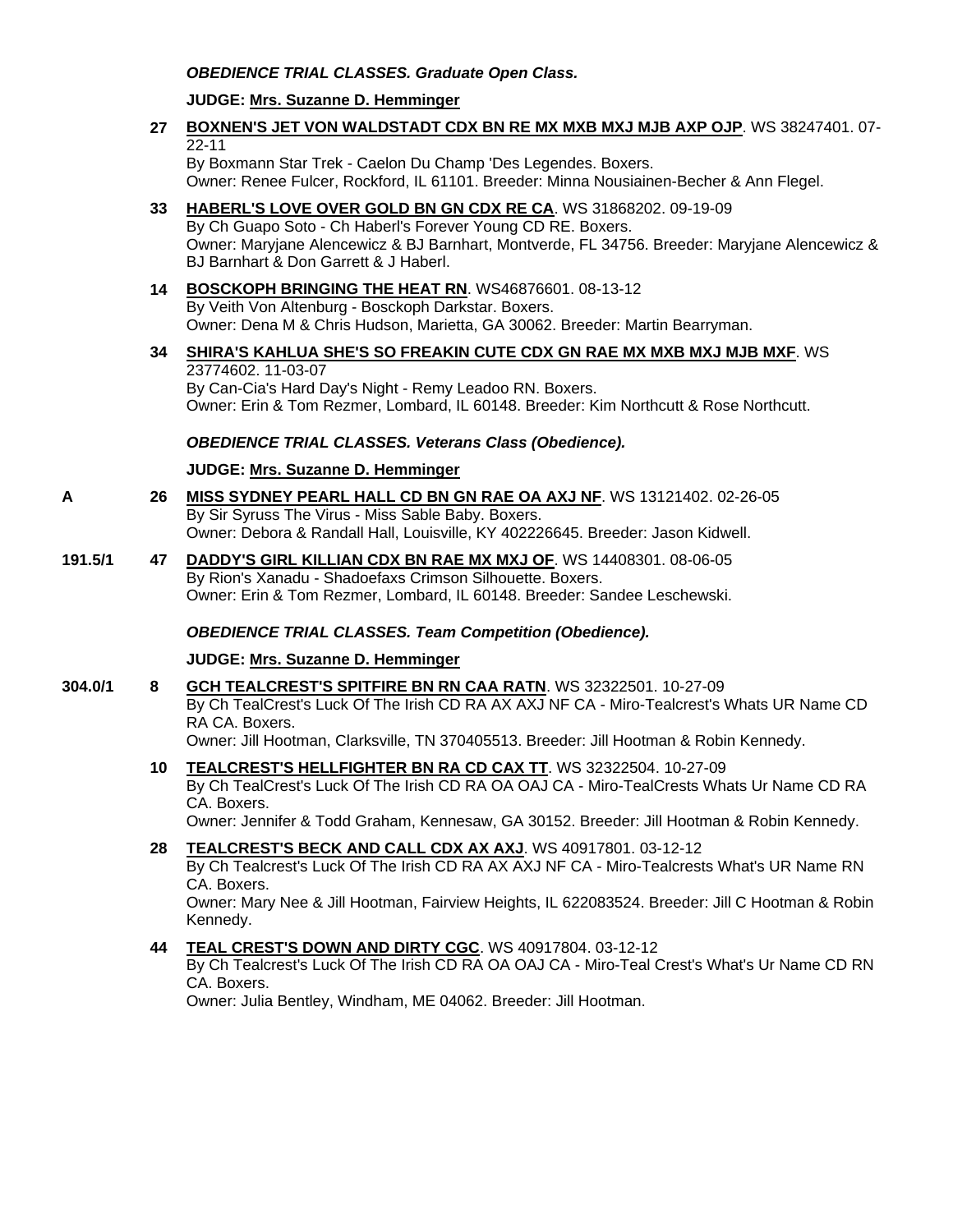***OBEDIENCE TRIAL CLASSES. Graduate Open Class.***

**JUDGE: Mrs. Suzanne D. Hemminger**

**27** **BOXNEN'S JET VON WALDSTADT CDX BN RE MX MXB MXJ MJB AXP OJP**. WS 38247401. 07-22-11
By Boxmann Star Trek - Caelon Du Champ 'Des Legendes. Boxers.
Owner: Renee Fulcer, Rockford, IL 61101. Breeder: Minna Nousiainen-Becher & Ann Flegel.

**33** **HABERL'S LOVE OVER GOLD BN GN CDX RE CA**. WS 31868202. 09-19-09
By Ch Guapo Soto - Ch Haberl's Forever Young CD RE. Boxers.
Owner: Maryjane Alencewicz & BJ Barnhart, Montverde, FL 34756. Breeder: Maryjane Alencewicz & BJ Barnhart & Don Garrett & J Haberl.

**14** **BOSCKOPH BRINGING THE HEAT RN**. WS46876601. 08-13-12
By Veith Von Altenburg - Bosckoph Darkstar. Boxers.
Owner: Dena M & Chris Hudson, Marietta, GA 30062. Breeder: Martin Bearryman.

**34** **SHIRA'S KAHLUA SHE'S SO FREAKIN CUTE CDX GN RAE MX MXB MXJ MJB MXF**. WS 23774602. 11-03-07
By Can-Cia's Hard Day's Night - Remy Leadoo RN. Boxers.
Owner: Erin & Tom Rezmer, Lombard, IL 60148. Breeder: Kim Northcutt & Rose Northcutt.

***OBEDIENCE TRIAL CLASSES. Veterans Class (Obedience).***

**JUDGE: Mrs. Suzanne D. Hemminger**

A **26** **MISS SYDNEY PEARL HALL CD BN GN RAE OA AXJ NF**. WS 13121402. 02-26-05
By Sir Syruss The Virus - Miss Sable Baby. Boxers.
Owner: Debora & Randall Hall, Louisville, KY 402226645. Breeder: Jason Kidwell.

191.5/1 **47** **DADDY'S GIRL KILLIAN CDX BN RAE MX MXJ OF**. WS 14408301. 08-06-05
By Rion's Xanadu - Shadoefaxs Crimson Silhouette. Boxers.
Owner: Erin & Tom Rezmer, Lombard, IL 60148. Breeder: Sandee Leschewski.

***OBEDIENCE TRIAL CLASSES. Team Competition (Obedience).***

**JUDGE: Mrs. Suzanne D. Hemminger**

304.0/1 **8** **GCH TEALCREST'S SPITFIRE BN RN CAA RATN**. WS 32322501. 10-27-09
By Ch TealCrest's Luck Of The Irish CD RA AX AXJ NF CA - Miro-Tealcrest's Whats UR Name CD RA CA. Boxers.
Owner: Jill Hootman, Clarksville, TN 370405513. Breeder: Jill Hootman & Robin Kennedy.

**10** **TEALCREST'S HELLFIGHTER BN RA CD CAX TT**. WS 32322504. 10-27-09
By Ch TealCrest's Luck Of The Irish CD RA OA OAJ CA - Miro-TealCrests Whats Ur Name CD RA CA. Boxers.
Owner: Jennifer & Todd Graham, Kennesaw, GA 30152. Breeder: Jill Hootman & Robin Kennedy.

**28** **TEALCREST'S BECK AND CALL CDX AX AXJ**. WS 40917801. 03-12-12
By Ch Tealcrest's Luck Of The Irish CD RA AX AXJ NF CA - Miro-Tealcrests What's UR Name RN CA. Boxers.
Owner: Mary Nee & Jill Hootman, Fairview Heights, IL 622083524. Breeder: Jill C Hootman & Robin Kennedy.

**44** **TEAL CREST'S DOWN AND DIRTY CGC**. WS 40917804. 03-12-12
By Ch Tealcrest's Luck Of The Irish CD RA OA OAJ CA - Miro-Teal Crest's What's Ur Name CD RN CA. Boxers.
Owner: Julia Bentley, Windham, ME 04062. Breeder: Jill Hootman.